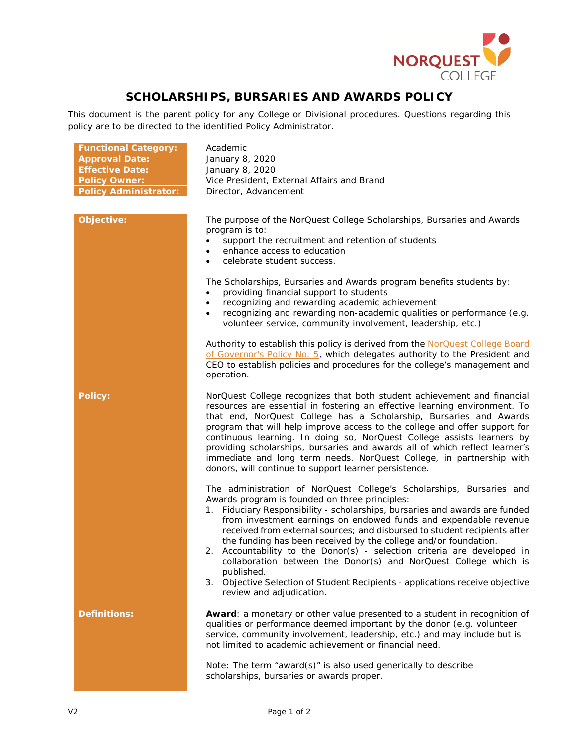# SCHOLARSHIPS, BURSARIES AND AWARDS POLICY

This document is the parent policy for any College or Divisional procedures. Questions regarding this policy are to be directed to the identified Policy Administrator.

| | |
|---|---|
| **Functional Category:** | Academic |
| **Approval Date:** | January 8, 2020 |
| **Effective Date:** | January 8, 2020 |
| **Policy Owner:** | Vice President, External Affairs and Brand |
| **Policy Administrator:** | Director, Advancement |

## Objective:

The purpose of the NorQuest College Scholarships, Bursaries and Awards program is to:

- support the recruitment and retention of students
- enhance access to education
- celebrate student success.

The Scholarships, Bursaries and Awards program benefits students by:

- providing financial support to students
- recognizing and rewarding academic achievement
- recognizing and rewarding non-academic qualities or performance (e.g. volunteer service, community involvement, leadership, etc.)

Authority to establish this policy is derived from the NorQuest College Board of Governor's Policy No. 5, which delegates authority to the President and CEO to establish policies and procedures for the college's management and operation.

## Policy:

NorQuest College recognizes that both student achievement and financial resources are essential in fostering an effective learning environment. To that end, NorQuest College has a Scholarship, Bursaries and Awards program that will help improve access to the college and offer support for continuous learning. In doing so, NorQuest College assists learners by providing scholarships, bursaries and awards all of which reflect learner's immediate and long term needs. NorQuest College, in partnership with donors, will continue to support learner persistence.

The administration of NorQuest College's Scholarships, Bursaries and Awards program is founded on three principles:

1. Fiduciary Responsibility - scholarships, bursaries and awards are funded from investment earnings on endowed funds and expendable revenue received from external sources; and disbursed to student recipients after the funding has been received by the college and/or foundation.
2. Accountability to the Donor(s) - selection criteria are developed in collaboration between the Donor(s) and NorQuest College which is published.
3. Objective Selection of Student Recipients - applications receive objective review and adjudication.

## Definitions:

**Award**: a monetary or other value presented to a student in recognition of qualities or performance deemed important by the donor (e.g. volunteer service, community involvement, leadership, etc.) and may include but is not limited to academic achievement or financial need.

Note: The term "award(s)" is also used generically to describe scholarships, bursaries or awards proper.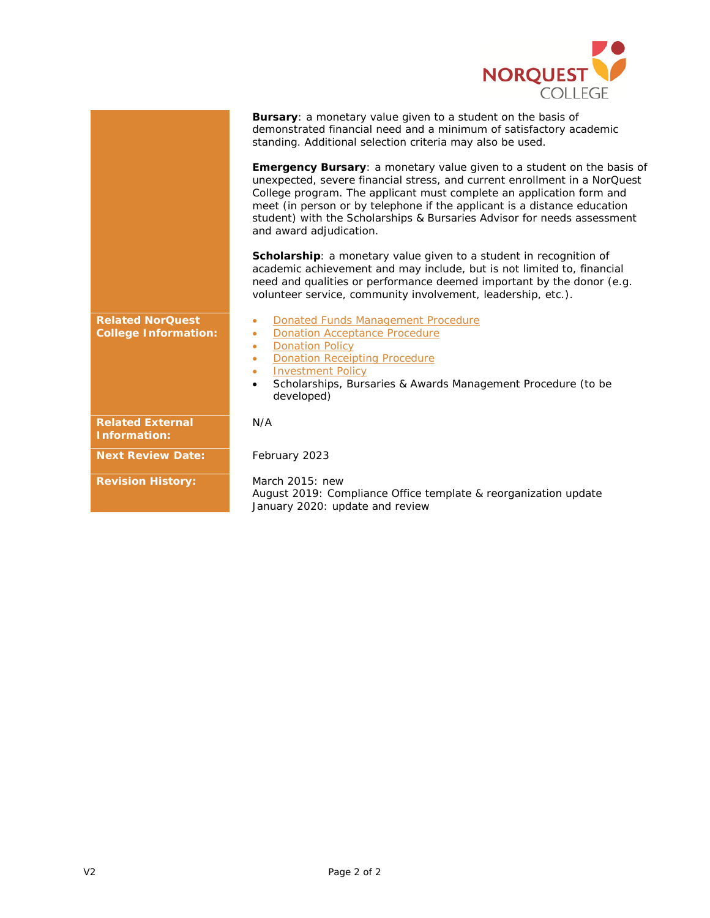**Bursary**: a monetary value given to a student on the basis of demonstrated financial need and a minimum of satisfactory academic standing. Additional selection criteria may also be used.

**Emergency Bursary**: a monetary value given to a student on the basis of unexpected, severe financial stress, and current enrollment in a NorQuest College program. The applicant must complete an application form and meet (in person or by telephone if the applicant is a distance education student) with the Scholarships & Bursaries Advisor for needs assessment and award adjudication.

**Scholarship**: a monetary value given to a student in recognition of academic achievement and may include, but is not limited to, financial need and qualities or performance deemed important by the donor (e.g. volunteer service, community involvement, leadership, etc.).

| | |
|---|---|
| **Related NorQuest College Information:** | • Donated Funds Management Procedure<br>• Donation Acceptance Procedure<br>• Donation Policy<br>• Donation Receipting Procedure<br>• Investment Policy<br>• Scholarships, Bursaries & Awards Management Procedure (to be developed) |
| **Related External Information:** | N/A |
| **Next Review Date:** | February 2023 |
| **Revision History:** | March 2015: new<br>August 2019: Compliance Office template & reorganization update<br>January 2020: update and review |

V2